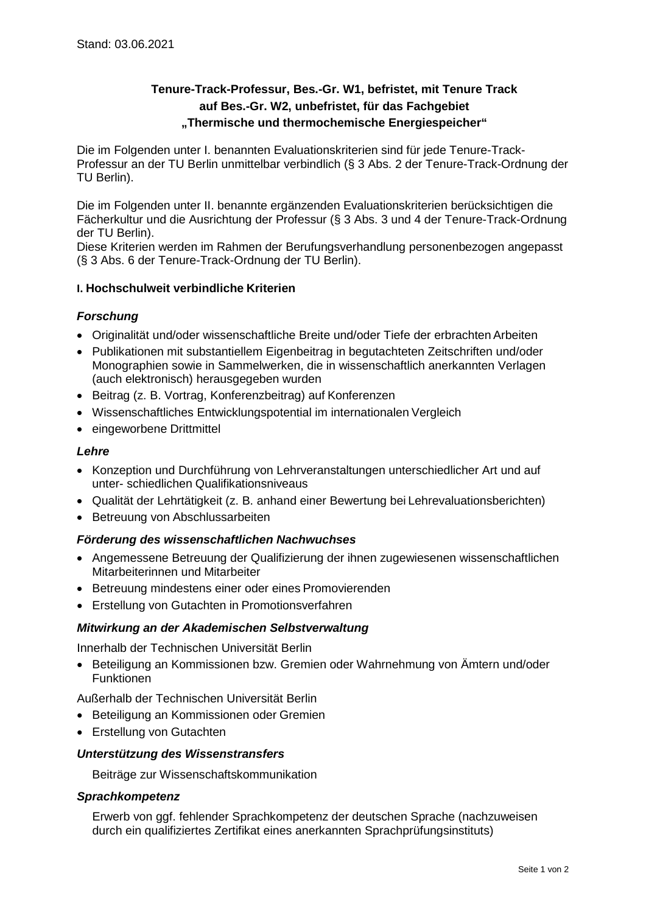Stand: 03.06.2021

**Tenure-Track-Professur, Bes.-Gr. W1, befristet, mit Tenure Track auf Bes.-Gr. W2, unbefristet, für das Fachgebiet „Thermische und thermochemische Energiespeicher“**

Die im Folgenden unter I. benannten Evaluationskriterien sind für jede Tenure-Track-Professur an der TU Berlin unmittelbar verbindlich (§ 3 Abs. 2 der Tenure-Track-Ordnung der TU Berlin).

Die im Folgenden unter II. benannte ergänzenden Evaluationskriterien berücksichtigen die Fächerkultur und die Ausrichtung der Professur (§ 3 Abs. 3 und 4 der Tenure-Track-Ordnung der TU Berlin).
Diese Kriterien werden im Rahmen der Berufungsverhandlung personenbezogen angepasst (§ 3 Abs. 6 der Tenure-Track-Ordnung der TU Berlin).

## I. Hochschulweit verbindliche Kriterien

### *Forschung*

- Originalität und/oder wissenschaftliche Breite und/oder Tiefe der erbrachten Arbeiten
- Publikationen mit substantiellem Eigenbeitrag in begutachteten Zeitschriften und/oder Monographien sowie in Sammelwerken, die in wissenschaftlich anerkannten Verlagen (auch elektronisch) herausgegeben wurden
- Beitrag (z. B. Vortrag, Konferenzbeitrag) auf Konferenzen
- Wissenschaftliches Entwicklungspotential im internationalen Vergleich
- eingeworbene Drittmittel

### *Lehre*

- Konzeption und Durchführung von Lehrveranstaltungen unterschiedlicher Art und auf unter- schiedlichen Qualifikationsniveaus
- Qualität der Lehrtätigkeit (z. B. anhand einer Bewertung bei Lehrevaluationsberichten)
- Betreuung von Abschlussarbeiten

### *Förderung des wissenschaftlichen Nachwuchses*

- Angemessene Betreuung der Qualifizierung der ihnen zugewiesenen wissenschaftlichen Mitarbeiterinnen und Mitarbeiter
- Betreuung mindestens einer oder eines Promovierenden
- Erstellung von Gutachten in Promotionsverfahren

### *Mitwirkung an der Akademischen Selbstverwaltung*

Innerhalb der Technischen Universität Berlin

- Beteiligung an Kommissionen bzw. Gremien oder Wahrnehmung von Ämtern und/oder Funktionen

Außerhalb der Technischen Universität Berlin

- Beteiligung an Kommissionen oder Gremien
- Erstellung von Gutachten

### *Unterstützung des Wissenstransfers*

Beiträge zur Wissenschaftskommunikation

### *Sprachkompetenz*

Erwerb von ggf. fehlender Sprachkompetenz der deutschen Sprache (nachzuweisen durch ein qualifiziertes Zertifikat eines anerkannten Sprachprüfungsinstituts)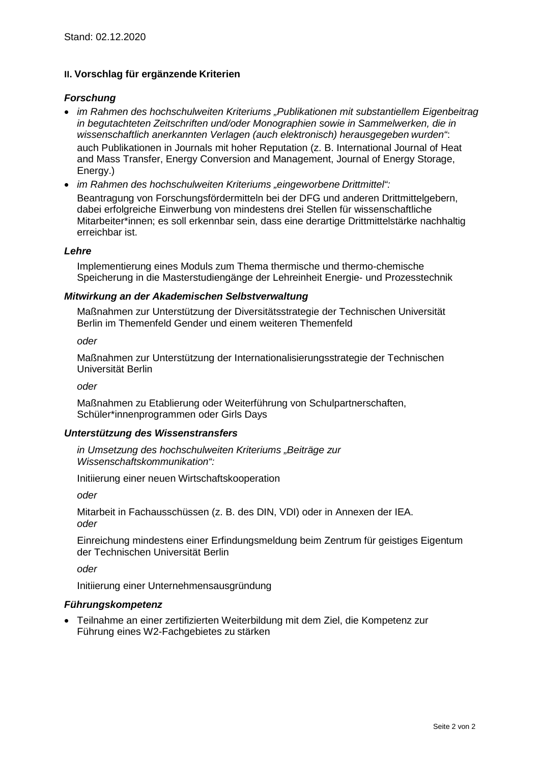Stand: 02.12.2020

**II. Vorschlag für ergänzende Kriterien**

***Forschung***

- *im Rahmen des hochschulweiten Kriteriums „Publikationen mit substantiellem Eigenbeitrag in begutachteten Zeitschriften und/oder Monographien sowie in Sammelwerken, die in wissenschaftlich anerkannten Verlagen (auch elektronisch) herausgegeben wurden“*:
  auch Publikationen in Journals mit hoher Reputation (z. B. International Journal of Heat and Mass Transfer, Energy Conversion and Management, Journal of Energy Storage, Energy.)
- *im Rahmen des hochschulweiten Kriteriums „eingeworbene Drittmittel“:*
  Beantragung von Forschungsfördermitteln bei der DFG und anderen Drittmittelgebern, dabei erfolgreiche Einwerbung von mindestens drei Stellen für wissenschaftliche Mitarbeiter*innen; es soll erkennbar sein, dass eine derartige Drittmittelstärke nachhaltig erreichbar ist.

***Lehre***

Implementierung eines Moduls zum Thema thermische und thermo-chemische Speicherung in die Masterstudiengänge der Lehreinheit Energie- und Prozesstechnik

***Mitwirkung an der Akademischen Selbstverwaltung***

Maßnahmen zur Unterstützung der Diversitätsstrategie der Technischen Universität Berlin im Themenfeld Gender und einem weiteren Themenfeld

*oder*

Maßnahmen zur Unterstützung der Internationalisierungsstrategie der Technischen Universität Berlin

*oder*

Maßnahmen zu Etablierung oder Weiterführung von Schulpartnerschaften, Schüler*innenprogrammen oder Girls Days

***Unterstützung des Wissenstransfers***

*in Umsetzung des hochschulweiten Kriteriums „Beiträge zur Wissenschaftskommunikation“:*

Initiierung einer neuen Wirtschaftskooperation

*oder*

Mitarbeit in Fachausschüssen (z. B. des DIN, VDI) oder in Annexen der IEA.
*oder*

Einreichung mindestens einer Erfindungsmeldung beim Zentrum für geistiges Eigentum der Technischen Universität Berlin

*oder*

Initiierung einer Unternehmensausgründung

***Führungskompetenz***

- Teilnahme an einer zertifizierten Weiterbildung mit dem Ziel, die Kompetenz zur Führung eines W2-Fachgebietes zu stärken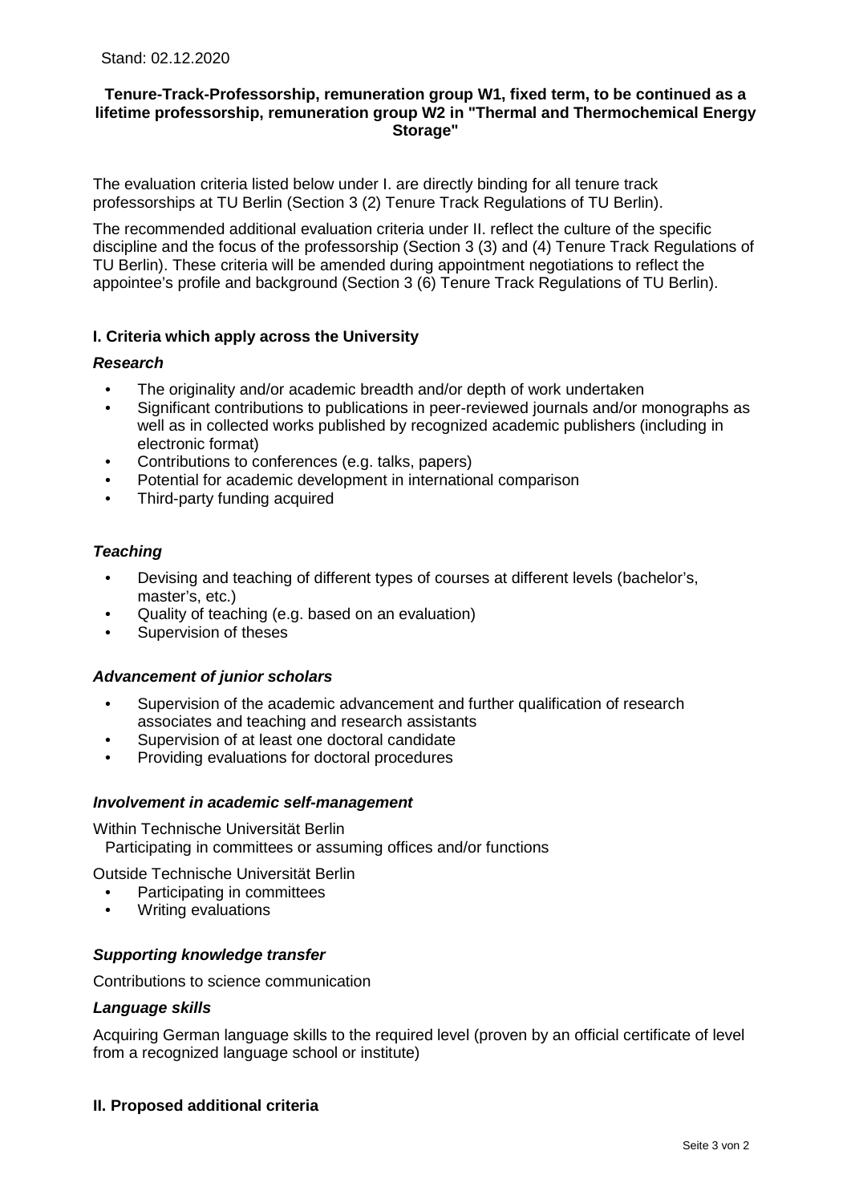Stand: 02.12.2020

**Tenure-Track-Professorship, remuneration group W1, fixed term, to be continued as a lifetime professorship, remuneration group W2 in "Thermal and Thermochemical Energy Storage"**

The evaluation criteria listed below under I. are directly binding for all tenure track professorships at TU Berlin (Section 3 (2) Tenure Track Regulations of TU Berlin).

The recommended additional evaluation criteria under II. reflect the culture of the specific discipline and the focus of the professorship (Section 3 (3) and (4) Tenure Track Regulations of TU Berlin). These criteria will be amended during appointment negotiations to reflect the appointee's profile and background (Section 3 (6) Tenure Track Regulations of TU Berlin).

## I. Criteria which apply across the University

### *Research*

- The originality and/or academic breadth and/or depth of work undertaken
- Significant contributions to publications in peer-reviewed journals and/or monographs as well as in collected works published by recognized academic publishers (including in electronic format)
- Contributions to conferences (e.g. talks, papers)
- Potential for academic development in international comparison
- Third-party funding acquired

### *Teaching*

- Devising and teaching of different types of courses at different levels (bachelor's, master's, etc.)
- Quality of teaching (e.g. based on an evaluation)
- Supervision of theses

### *Advancement of junior scholars*

- Supervision of the academic advancement and further qualification of research associates and teaching and research assistants
- Supervision of at least one doctoral candidate
- Providing evaluations for doctoral procedures

### *Involvement in academic self-management*

Within Technische Universität Berlin
Participating in committees or assuming offices and/or functions

Outside Technische Universität Berlin

- Participating in committees
- Writing evaluations

### *Supporting knowledge transfer*

Contributions to science communication

### *Language skills*

Acquiring German language skills to the required level (proven by an official certificate of level from a recognized language school or institute)

## II. Proposed additional criteria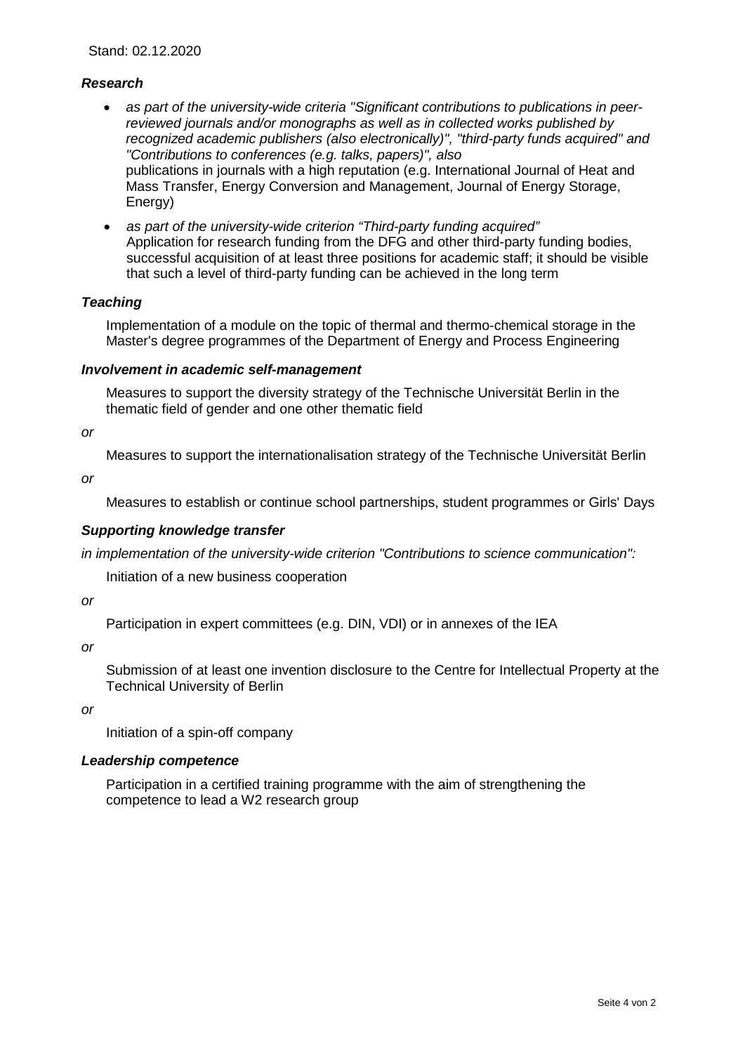Stand: 02.12.2020

### *Research*

- *as part of the university-wide criteria "Significant contributions to publications in peer-reviewed journals and/or monographs as well as in collected works published by recognized academic publishers (also electronically)", "third-party funds acquired" and "Contributions to conferences (e.g. talks, papers)", also*
  publications in journals with a high reputation (e.g. International Journal of Heat and Mass Transfer, Energy Conversion and Management, Journal of Energy Storage, Energy)
- *as part of the university-wide criterion "Third-party funding acquired"*
  Application for research funding from the DFG and other third-party funding bodies, successful acquisition of at least three positions for academic staff; it should be visible that such a level of third-party funding can be achieved in the long term

### *Teaching*

Implementation of a module on the topic of thermal and thermo-chemical storage in the Master's degree programmes of the Department of Energy and Process Engineering

### *Involvement in academic self-management*

Measures to support the diversity strategy of the Technische Universität Berlin in the thematic field of gender and one other thematic field

*or*

Measures to support the internationalisation strategy of the Technische Universität Berlin

*or*

Measures to establish or continue school partnerships, student programmes or Girls' Days

### *Supporting knowledge transfer*

*in implementation of the university-wide criterion "Contributions to science communication":*

Initiation of a new business cooperation

*or*

Participation in expert committees (e.g. DIN, VDI) or in annexes of the IEA

*or*

Submission of at least one invention disclosure to the Centre for Intellectual Property at the Technical University of Berlin

*or*

Initiation of a spin-off company

### *Leadership competence*

Participation in a certified training programme with the aim of strengthening the competence to lead a W2 research group